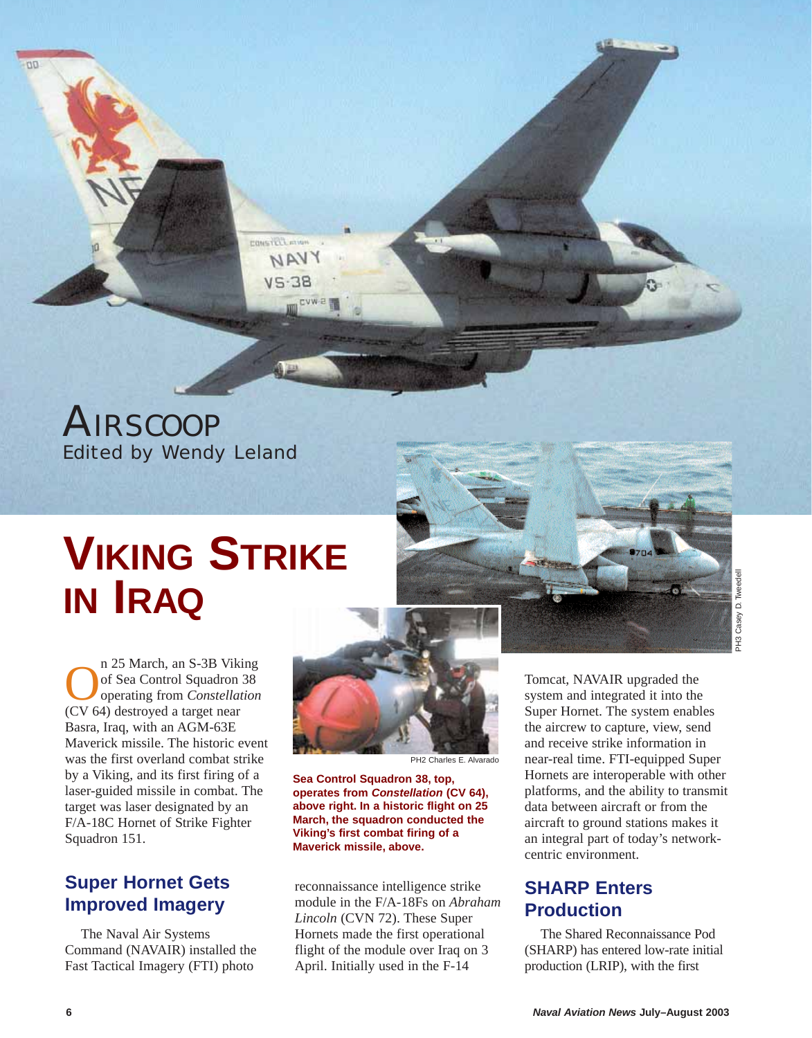# AIRSCOOP

Edited by Wendy Leland

## VIKING STRIKE IN IRAQ

On 25 March, an S-3B Viking of Sea Control Squadron 38 operating from *Constellation* (CV 64) destroyed a target near Basra, Iraq, with an AGM-63E Maverick missile. The historic event was the first overland combat strike by a Viking, and its first firing of a laser-guided missile in combat. The target was laser designated by an F/A-18C Hornet of Strike Fighter Squadron 151.

PH3 Casey D. Tweedell

PH2 Charles E. Alvarado

**Sea Control Squadron 38, top, operates from *Constellation* (CV 64), above right. In a historic flight on 25 March, the squadron conducted the Viking's first combat firing of a Maverick missile, above.**

### Super Hornet Gets Improved Imagery

The Naval Air Systems Command (NAVAIR) installed the Fast Tactical Imagery (FTI) photo reconnaissance intelligence strike module in the F/A-18Fs on *Abraham Lincoln* (CVN 72). These Super Hornets made the first operational flight of the module over Iraq on 3 April. Initially used in the F-14 Tomcat, NAVAIR upgraded the system and integrated it into the Super Hornet. The system enables the aircrew to capture, view, send and receive strike information in near-real time. FTI-equipped Super Hornets are interoperable with other platforms, and the ability to transmit data between aircraft or from the aircraft to ground stations makes it an integral part of today's network-centric environment.

### SHARP Enters Production

The Shared Reconnaissance Pod (SHARP) has entered low-rate initial production (LRIP), with the first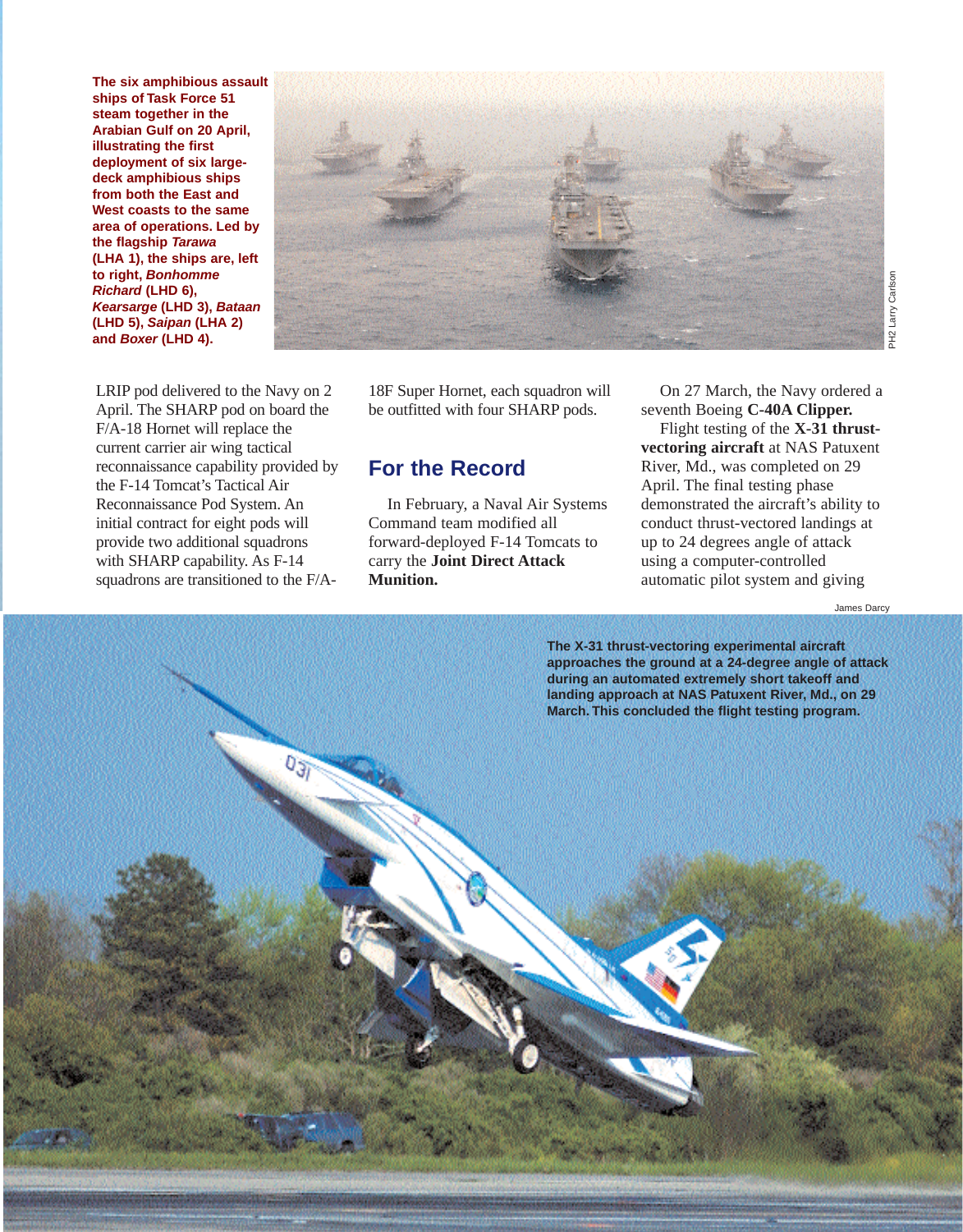The six amphibious assault ships of Task Force 51 steam together in the Arabian Gulf on 20 April, illustrating the first deployment of six large-deck amphibious ships from both the East and West coasts to the same area of operations. Led by the flagship *Tarawa* (LHA 1), the ships are, left to right, *Bonhomme Richard* (LHD 6), *Kearsarge* (LHD 3), *Bataan* (LHD 5), *Saipan* (LHA 2) and *Boxer* (LHD 4).

PH2 Larry Carlson

LRIP pod delivered to the Navy on 2 April. The SHARP pod on board the F/A-18 Hornet will replace the current carrier air wing tactical reconnaissance capability provided by the F-14 Tomcat's Tactical Air Reconnaissance Pod System. An initial contract for eight pods will provide two additional squadrons with SHARP capability. As F-14 squadrons are transitioned to the F/A-18F Super Hornet, each squadron will be outfitted with four SHARP pods.

## For the Record

In February, a Naval Air Systems Command team modified all forward-deployed F-14 Tomcats to carry the **Joint Direct Attack Munition.**

On 27 March, the Navy ordered a seventh Boeing **C-40A Clipper.**

Flight testing of the **X-31 thrust-vectoring aircraft** at NAS Patuxent River, Md., was completed on 29 April. The final testing phase demonstrated the aircraft's ability to conduct thrust-vectored landings at up to 24 degrees angle of attack using a computer-controlled automatic pilot system and giving

James Darcy

The X-31 thrust-vectoring experimental aircraft approaches the ground at a 24-degree angle of attack during an automated extremely short takeoff and landing approach at NAS Patuxent River, Md., on 29 March. This concluded the flight testing program.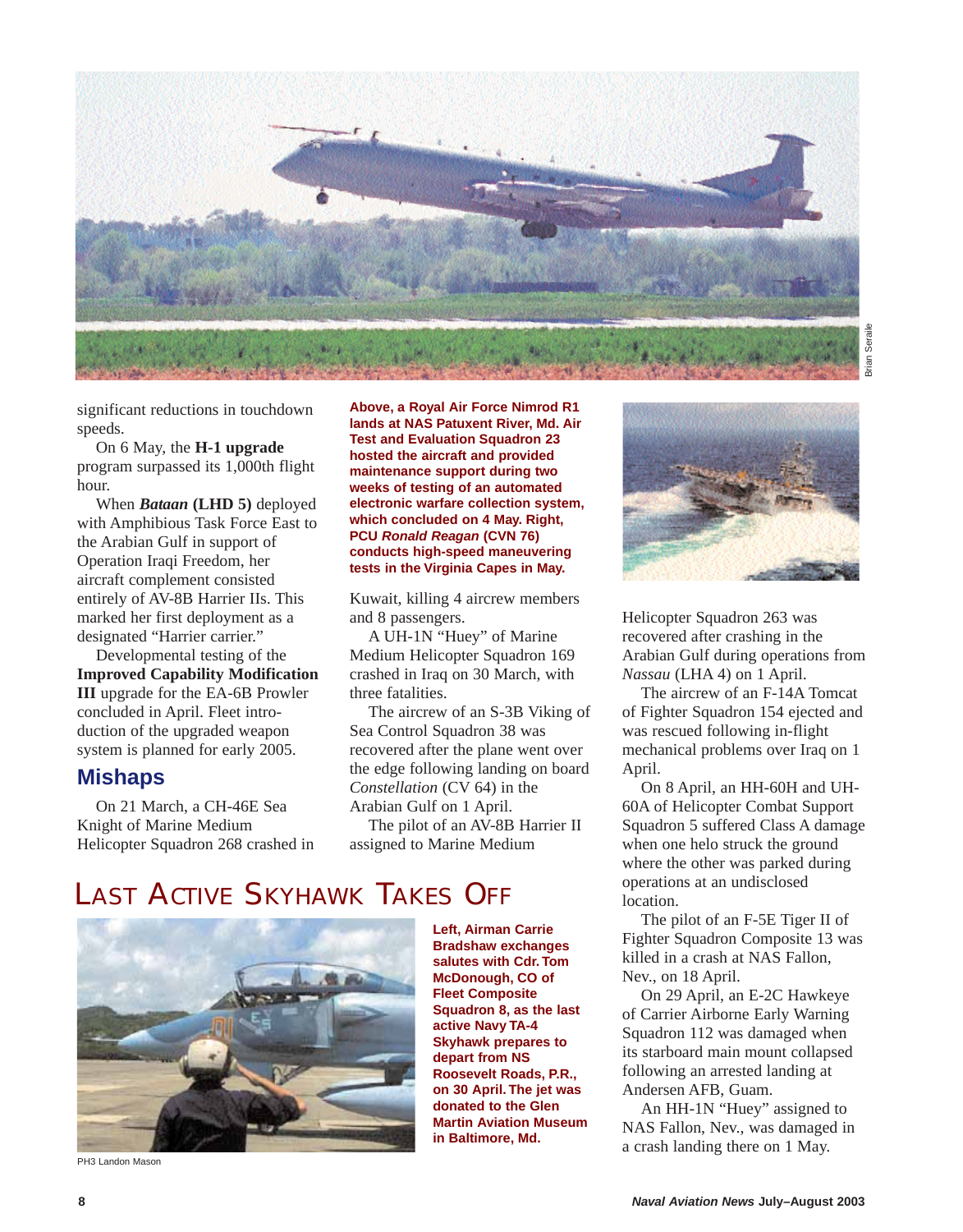significant reductions in touchdown speeds.

On 6 May, the **H-1 upgrade** program surpassed its 1,000th flight hour.

When ***Bataan*** **(LHD 5)** deployed with Amphibious Task Force East to the Arabian Gulf in support of Operation Iraqi Freedom, her aircraft complement consisted entirely of AV-8B Harrier IIs. This marked her first deployment as a designated "Harrier carrier."

Developmental testing of the **Improved Capability Modification III** upgrade for the EA-6B Prowler concluded in April. Fleet introduction of the upgraded weapon system is planned for early 2005.

## Mishaps

On 21 March, a CH-46E Sea Knight of Marine Medium Helicopter Squadron 268 crashed in Kuwait, killing 4 aircrew members and 8 passengers.

A UH-1N "Huey" of Marine Medium Helicopter Squadron 169 crashed in Iraq on 30 March, with three fatalities.

The aircrew of an S-3B Viking of Sea Control Squadron 38 was recovered after the plane went over the edge following landing on board *Constellation* (CV 64) in the Arabian Gulf on 1 April.

The pilot of an AV-8B Harrier II assigned to Marine Medium Helicopter Squadron 263 was recovered after crashing in the Arabian Gulf during operations from *Nassau* (LHA 4) on 1 April.

The aircrew of an F-14A Tomcat of Fighter Squadron 154 ejected and was rescued following in-flight mechanical problems over Iraq on 1 April.

On 8 April, an HH-60H and UH-60A of Helicopter Combat Support Squadron 5 suffered Class A damage when one helo struck the ground where the other was parked during operations at an undisclosed location.

The pilot of an F-5E Tiger II of Fighter Squadron Composite 13 was killed in a crash at NAS Fallon, Nev., on 18 April.

On 29 April, an E-2C Hawkeye of Carrier Airborne Early Warning Squadron 112 was damaged when its starboard main mount collapsed following an arrested landing at Andersen AFB, Guam.

An HH-1N "Huey" assigned to NAS Fallon, Nev., was damaged in a crash landing there on 1 May.

**Above, a Royal Air Force Nimrod R1 lands at NAS Patuxent River, Md. Air Test and Evaluation Squadron 23 hosted the aircraft and provided maintenance support during two weeks of testing of an automated electronic warfare collection system, which concluded on 4 May. Right, PCU *Ronald Reagan* (CVN 76) conducts high-speed maneuvering tests in the Virginia Capes in May.**

Brian Seraile

## Last Active Skyhawk Takes Off

**Left, Airman Carrie Bradshaw exchanges salutes with Cdr. Tom McDonough, CO of Fleet Composite Squadron 8, as the last active Navy TA-4 Skyhawk prepares to depart from NS Roosevelt Roads, P.R., on 30 April. The jet was donated to the Glen Martin Aviation Museum in Baltimore, Md.**

PH3 Landon Mason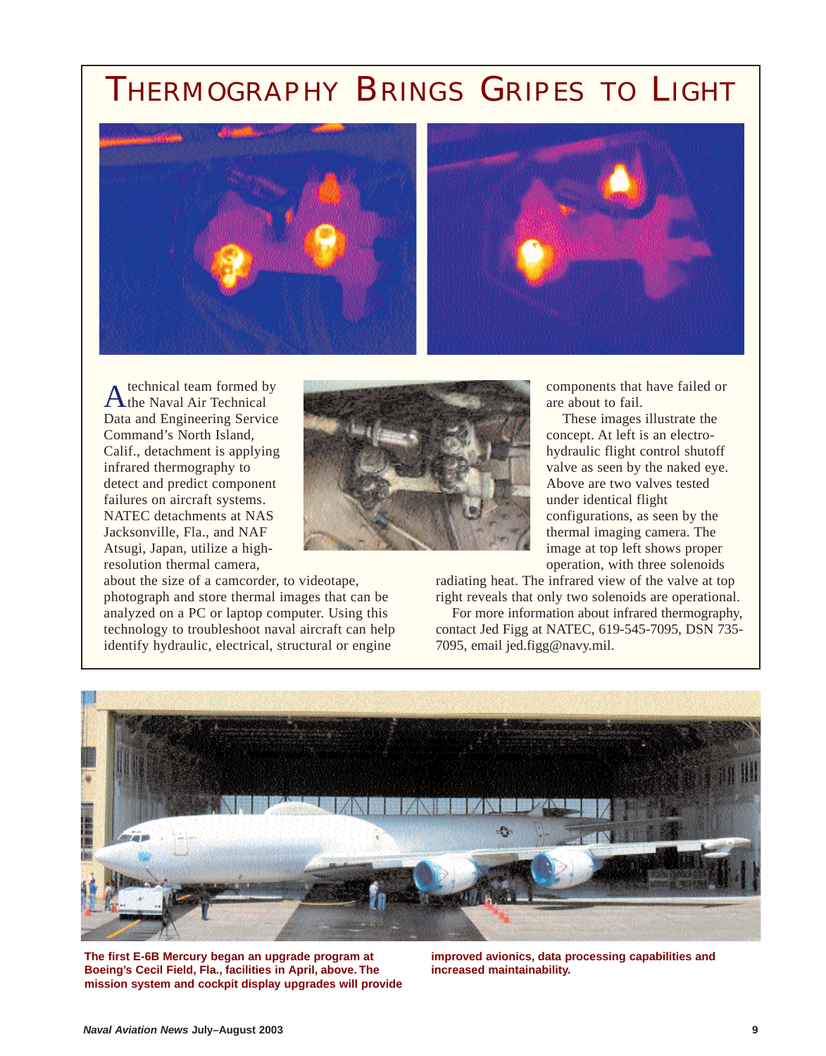# THERMOGRAPHY BRINGS GRIPES TO LIGHT

A technical team formed by the Naval Air Technical Data and Engineering Service Command's North Island, Calif., detachment is applying infrared thermography to detect and predict component failures on aircraft systems. NATEC detachments at NAS Jacksonville, Fla., and NAF Atsugi, Japan, utilize a high-resolution thermal camera, about the size of a camcorder, to videotape, photograph and store thermal images that can be analyzed on a PC or laptop computer. Using this technology to troubleshoot naval aircraft can help identify hydraulic, electrical, structural or engine components that have failed or are about to fail.

These images illustrate the concept. At left is an electro-hydraulic flight control shutoff valve as seen by the naked eye. Above are two valves tested under identical flight configurations, as seen by the thermal imaging camera. The image at top left shows proper operation, with three solenoids radiating heat. The infrared view of the valve at top right reveals that only two solenoids are operational.

For more information about infrared thermography, contact Jed Figg at NATEC, 619-545-7095, DSN 735-7095, email jed.figg@navy.mil.

**The first E-6B Mercury began an upgrade program at Boeing's Cecil Field, Fla., facilities in April, above. The mission system and cockpit display upgrades will provide improved avionics, data processing capabilities and increased maintainability.**